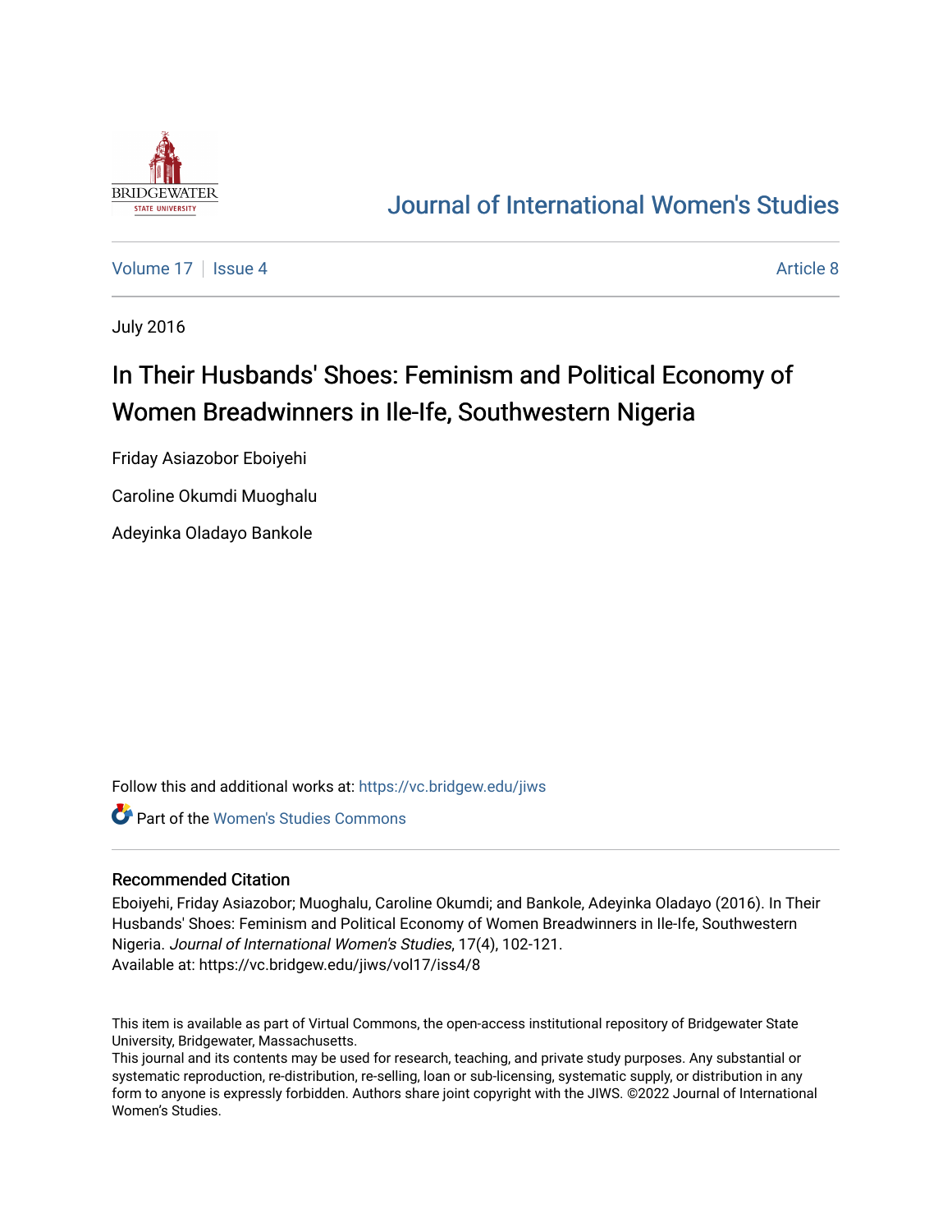# Journal of International Women's Studies

Volume 17 | Issue 4 | Article 8

July 2016

## In Their Husbands' Shoes: Feminism and Political Economy of Women Breadwinners in Ile-Ife, Southwestern Nigeria

Friday Asiazobor Eboiyehi

Caroline Okumdi Muoghalu

Adeyinka Oladayo Bankole

Follow this and additional works at: https://vc.bridgew.edu/jiws

Part of the Women's Studies Commons

### Recommended Citation

Eboiyehi, Friday Asiazobor; Muoghalu, Caroline Okumdi; and Bankole, Adeyinka Oladayo (2016). In Their Husbands' Shoes: Feminism and Political Economy of Women Breadwinners in Ile-Ife, Southwestern Nigeria. *Journal of International Women's Studies*, 17(4), 102-121.
Available at: https://vc.bridgew.edu/jiws/vol17/iss4/8

This item is available as part of Virtual Commons, the open-access institutional repository of Bridgewater State University, Bridgewater, Massachusetts.
This journal and its contents may be used for research, teaching, and private study purposes. Any substantial or systematic reproduction, re-distribution, re-selling, loan or sub-licensing, systematic supply, or distribution in any form to anyone is expressly forbidden. Authors share joint copyright with the JIWS. ©2022 Journal of International Women's Studies.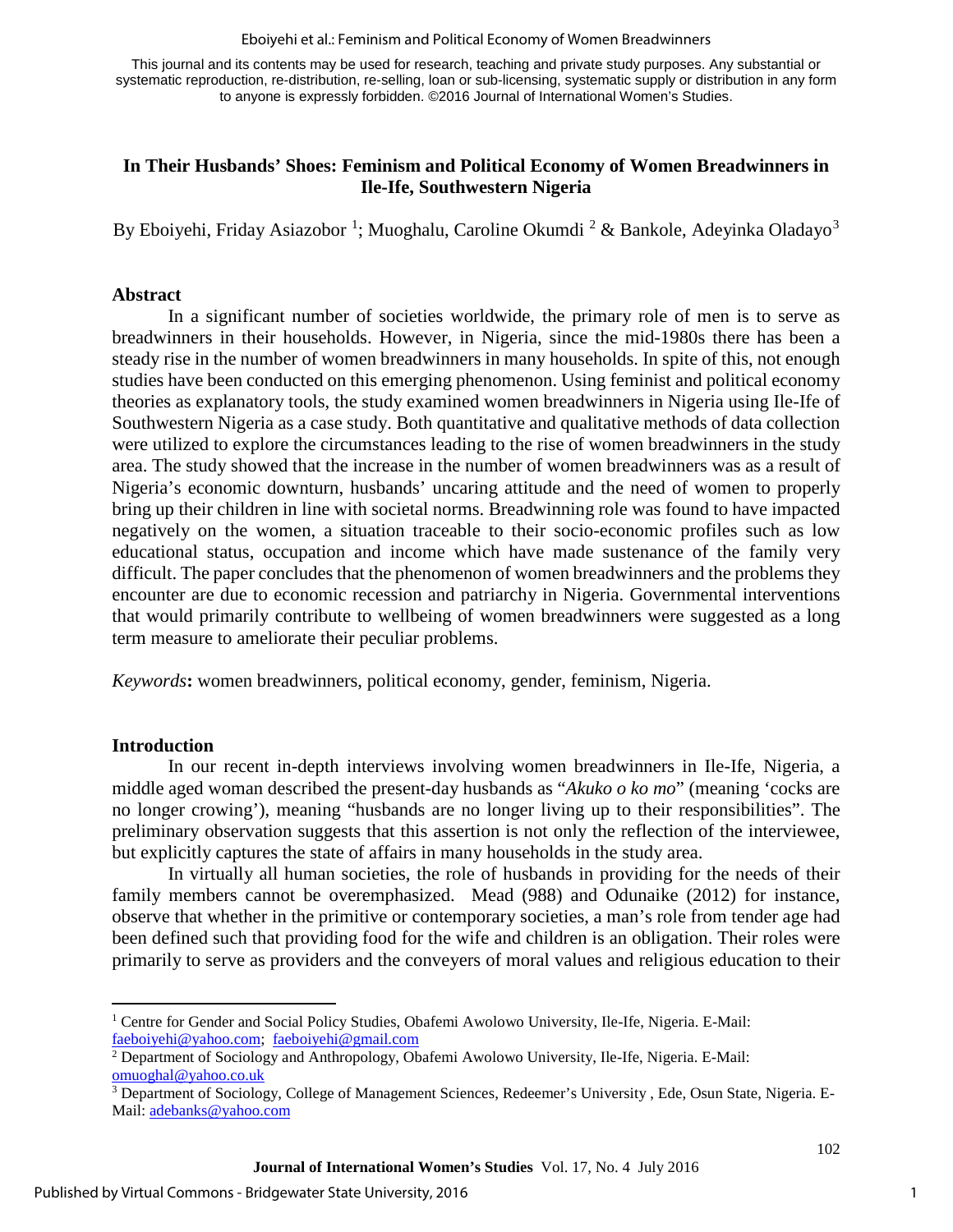This journal and its contents may be used for research, teaching and private study purposes. Any substantial or systematic reproduction, re-distribution, re-selling, loan or sub-licensing, systematic supply or distribution in any form to anyone is expressly forbidden. ©2016 Journal of International Women's Studies.

# In Their Husbands' Shoes: Feminism and Political Economy of Women Breadwinners in Ile-Ife, Southwestern Nigeria

By Eboiyehi, Friday Asiazobor [1]; Muoghalu, Caroline Okumdi [2] & Bankole, Adeyinka Oladayo[3]

## Abstract

In a significant number of societies worldwide, the primary role of men is to serve as breadwinners in their households. However, in Nigeria, since the mid-1980s there has been a steady rise in the number of women breadwinners in many households. In spite of this, not enough studies have been conducted on this emerging phenomenon. Using feminist and political economy theories as explanatory tools, the study examined women breadwinners in Nigeria using Ile-Ife of Southwestern Nigeria as a case study. Both quantitative and qualitative methods of data collection were utilized to explore the circumstances leading to the rise of women breadwinners in the study area. The study showed that the increase in the number of women breadwinners was as a result of Nigeria's economic downturn, husbands' uncaring attitude and the need of women to properly bring up their children in line with societal norms. Breadwinning role was found to have impacted negatively on the women, a situation traceable to their socio-economic profiles such as low educational status, occupation and income which have made sustenance of the family very difficult. The paper concludes that the phenomenon of women breadwinners and the problems they encounter are due to economic recession and patriarchy in Nigeria. Governmental interventions that would primarily contribute to wellbeing of women breadwinners were suggested as a long term measure to ameliorate their peculiar problems.

*Keywords*: women breadwinners, political economy, gender, feminism, Nigeria.

## Introduction

In our recent in-depth interviews involving women breadwinners in Ile-Ife, Nigeria, a middle aged woman described the present-day husbands as "*Akuko o ko mo*" (meaning 'cocks are no longer crowing'), meaning "husbands are no longer living up to their responsibilities". The preliminary observation suggests that this assertion is not only the reflection of the interviewee, but explicitly captures the state of affairs in many households in the study area.

In virtually all human societies, the role of husbands in providing for the needs of their family members cannot be overemphasized. Mead (988) and Odunaike (2012) for instance, observe that whether in the primitive or contemporary societies, a man's role from tender age had been defined such that providing food for the wife and children is an obligation. Their roles were primarily to serve as providers and the conveyers of moral values and religious education to their

---

[1] Centre for Gender and Social Policy Studies, Obafemi Awolowo University, Ile-Ife, Nigeria. E-Mail: faeboiyehi@yahoo.com; faeboiyehi@gmail.com

[2] Department of Sociology and Anthropology, Obafemi Awolowo University, Ile-Ife, Nigeria. E-Mail: omuoghal@yahoo.co.uk

[3] Department of Sociology, College of Management Sciences, Redeemer's University , Ede, Osun State, Nigeria. E-Mail: adebanks@yahoo.com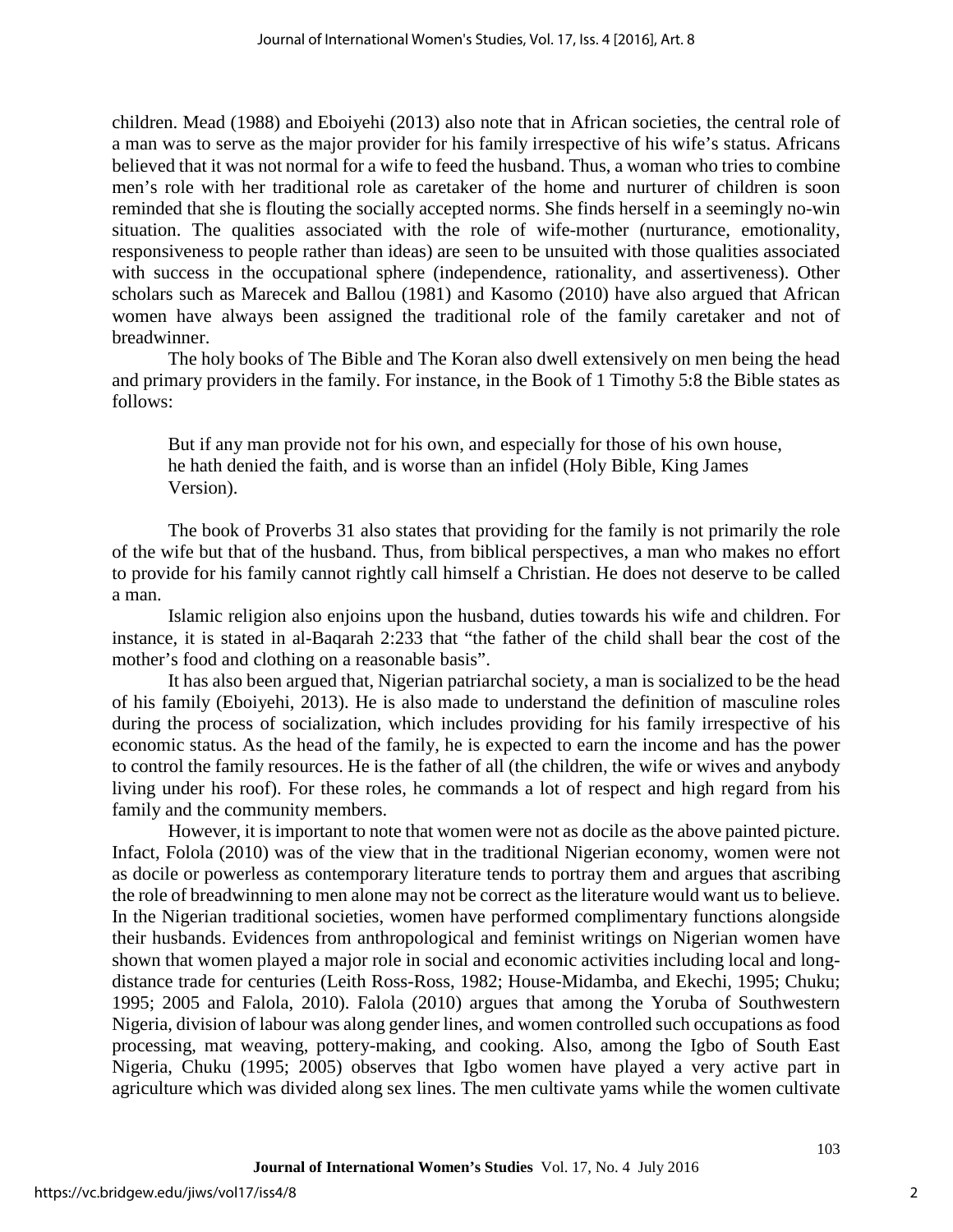children. Mead (1988) and Eboiyehi (2013) also note that in African societies, the central role of a man was to serve as the major provider for his family irrespective of his wife's status. Africans believed that it was not normal for a wife to feed the husband. Thus, a woman who tries to combine men's role with her traditional role as caretaker of the home and nurturer of children is soon reminded that she is flouting the socially accepted norms. She finds herself in a seemingly no-win situation. The qualities associated with the role of wife-mother (nurturance, emotionality, responsiveness to people rather than ideas) are seen to be unsuited with those qualities associated with success in the occupational sphere (independence, rationality, and assertiveness). Other scholars such as Marecek and Ballou (1981) and Kasomo (2010) have also argued that African women have always been assigned the traditional role of the family caretaker and not of breadwinner.

The holy books of The Bible and The Koran also dwell extensively on men being the head and primary providers in the family. For instance, in the Book of 1 Timothy 5:8 the Bible states as follows:

> But if any man provide not for his own, and especially for those of his own house, he hath denied the faith, and is worse than an infidel (Holy Bible, King James Version).

The book of Proverbs 31 also states that providing for the family is not primarily the role of the wife but that of the husband. Thus, from biblical perspectives, a man who makes no effort to provide for his family cannot rightly call himself a Christian. He does not deserve to be called a man.

Islamic religion also enjoins upon the husband, duties towards his wife and children. For instance, it is stated in al-Baqarah 2:233 that "the father of the child shall bear the cost of the mother's food and clothing on a reasonable basis".

It has also been argued that, Nigerian patriarchal society, a man is socialized to be the head of his family (Eboiyehi, 2013). He is also made to understand the definition of masculine roles during the process of socialization, which includes providing for his family irrespective of his economic status. As the head of the family, he is expected to earn the income and has the power to control the family resources. He is the father of all (the children, the wife or wives and anybody living under his roof). For these roles, he commands a lot of respect and high regard from his family and the community members.

However, it is important to note that women were not as docile as the above painted picture. Infact, Folola (2010) was of the view that in the traditional Nigerian economy, women were not as docile or powerless as contemporary literature tends to portray them and argues that ascribing the role of breadwinning to men alone may not be correct as the literature would want us to believe. In the Nigerian traditional societies, women have performed complimentary functions alongside their husbands. Evidences from anthropological and feminist writings on Nigerian women have shown that women played a major role in social and economic activities including local and long-distance trade for centuries (Leith Ross-Ross, 1982; House-Midamba, and Ekechi, 1995; Chuku; 1995; 2005 and Falola, 2010). Falola (2010) argues that among the Yoruba of Southwestern Nigeria, division of labour was along gender lines, and women controlled such occupations as food processing, mat weaving, pottery-making, and cooking. Also, among the Igbo of South East Nigeria, Chuku (1995; 2005) observes that Igbo women have played a very active part in agriculture which was divided along sex lines. The men cultivate yams while the women cultivate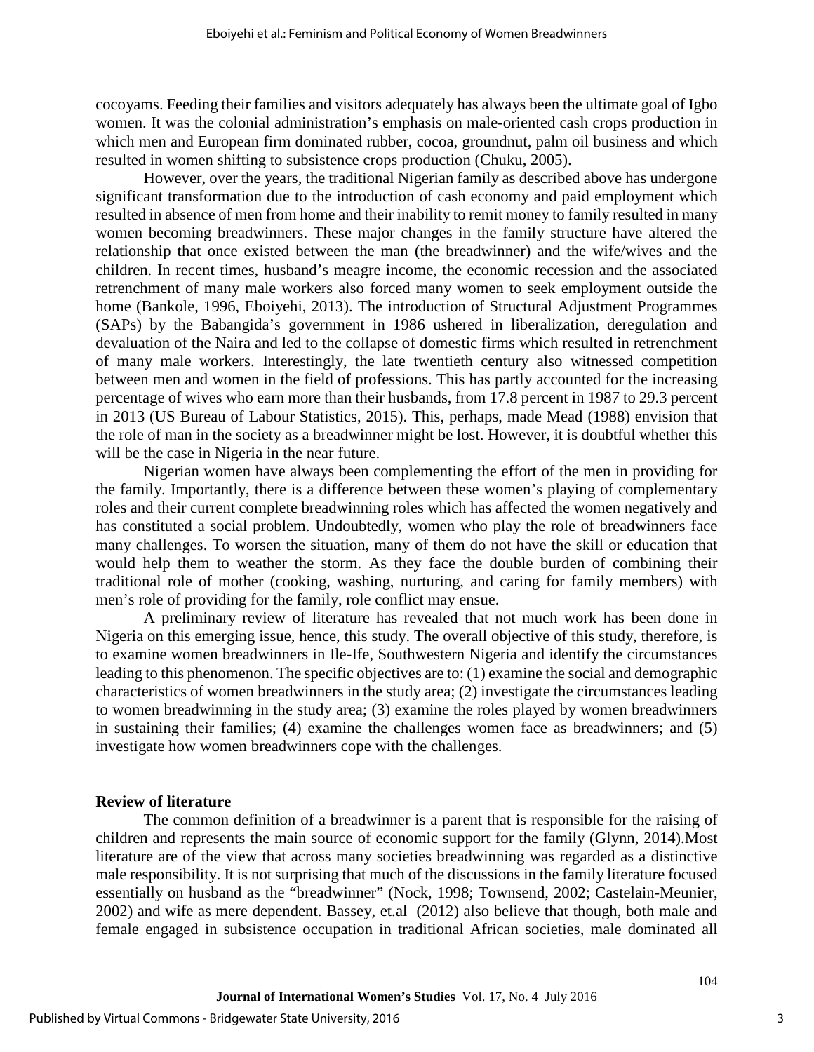cocoyams. Feeding their families and visitors adequately has always been the ultimate goal of Igbo women. It was the colonial administration's emphasis on male-oriented cash crops production in which men and European firm dominated rubber, cocoa, groundnut, palm oil business and which resulted in women shifting to subsistence crops production (Chuku, 2005).

However, over the years, the traditional Nigerian family as described above has undergone significant transformation due to the introduction of cash economy and paid employment which resulted in absence of men from home and their inability to remit money to family resulted in many women becoming breadwinners. These major changes in the family structure have altered the relationship that once existed between the man (the breadwinner) and the wife/wives and the children. In recent times, husband's meagre income, the economic recession and the associated retrenchment of many male workers also forced many women to seek employment outside the home (Bankole, 1996, Eboiyehi, 2013). The introduction of Structural Adjustment Programmes (SAPs) by the Babangida's government in 1986 ushered in liberalization, deregulation and devaluation of the Naira and led to the collapse of domestic firms which resulted in retrenchment of many male workers. Interestingly, the late twentieth century also witnessed competition between men and women in the field of professions. This has partly accounted for the increasing percentage of wives who earn more than their husbands, from 17.8 percent in 1987 to 29.3 percent in 2013 (US Bureau of Labour Statistics, 2015). This, perhaps, made Mead (1988) envision that the role of man in the society as a breadwinner might be lost. However, it is doubtful whether this will be the case in Nigeria in the near future.

Nigerian women have always been complementing the effort of the men in providing for the family. Importantly, there is a difference between these women's playing of complementary roles and their current complete breadwinning roles which has affected the women negatively and has constituted a social problem. Undoubtedly, women who play the role of breadwinners face many challenges. To worsen the situation, many of them do not have the skill or education that would help them to weather the storm. As they face the double burden of combining their traditional role of mother (cooking, washing, nurturing, and caring for family members) with men's role of providing for the family, role conflict may ensue.

A preliminary review of literature has revealed that not much work has been done in Nigeria on this emerging issue, hence, this study. The overall objective of this study, therefore, is to examine women breadwinners in Ile-Ife, Southwestern Nigeria and identify the circumstances leading to this phenomenon. The specific objectives are to: (1) examine the social and demographic characteristics of women breadwinners in the study area; (2) investigate the circumstances leading to women breadwinning in the study area; (3) examine the roles played by women breadwinners in sustaining their families; (4) examine the challenges women face as breadwinners; and (5) investigate how women breadwinners cope with the challenges.

## Review of literature

The common definition of a breadwinner is a parent that is responsible for the raising of children and represents the main source of economic support for the family (Glynn, 2014).Most literature are of the view that across many societies breadwinning was regarded as a distinctive male responsibility. It is not surprising that much of the discussions in the family literature focused essentially on husband as the "breadwinner" (Nock, 1998; Townsend, 2002; Castelain-Meunier, 2002) and wife as mere dependent. Bassey, et.al (2012) also believe that though, both male and female engaged in subsistence occupation in traditional African societies, male dominated all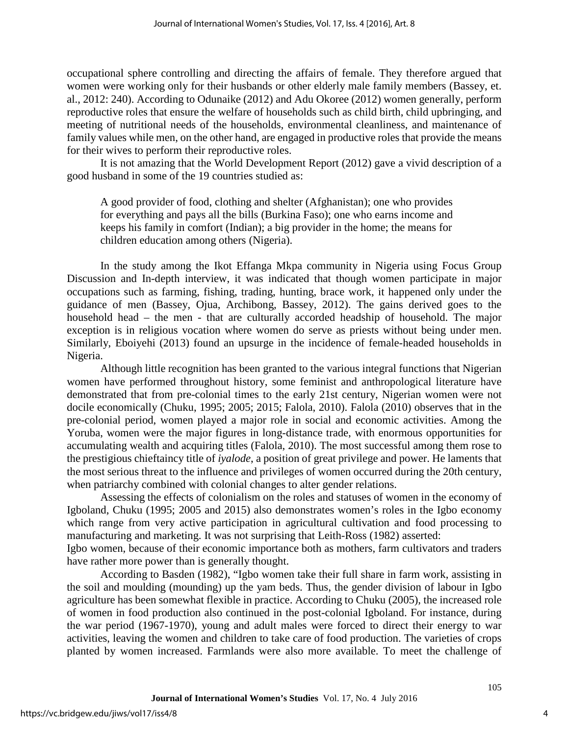occupational sphere controlling and directing the affairs of female. They therefore argued that women were working only for their husbands or other elderly male family members (Bassey, et. al., 2012: 240). According to Odunaike (2012) and Adu Okoree (2012) women generally, perform reproductive roles that ensure the welfare of households such as child birth, child upbringing, and meeting of nutritional needs of the households, environmental cleanliness, and maintenance of family values while men, on the other hand, are engaged in productive roles that provide the means for their wives to perform their reproductive roles.

It is not amazing that the World Development Report (2012) gave a vivid description of a good husband in some of the 19 countries studied as:

> A good provider of food, clothing and shelter (Afghanistan); one who provides for everything and pays all the bills (Burkina Faso); one who earns income and keeps his family in comfort (Indian); a big provider in the home; the means for children education among others (Nigeria).

In the study among the Ikot Effanga Mkpa community in Nigeria using Focus Group Discussion and In-depth interview, it was indicated that though women participate in major occupations such as farming, fishing, trading, hunting, brace work, it happened only under the guidance of men (Bassey, Ojua, Archibong, Bassey, 2012). The gains derived goes to the household head – the men - that are culturally accorded headship of household. The major exception is in religious vocation where women do serve as priests without being under men. Similarly, Eboiyehi (2013) found an upsurge in the incidence of female-headed households in Nigeria.

Although little recognition has been granted to the various integral functions that Nigerian women have performed throughout history, some feminist and anthropological literature have demonstrated that from pre-colonial times to the early 21st century, Nigerian women were not docile economically (Chuku, 1995; 2005; 2015; Falola, 2010). Falola (2010) observes that in the pre-colonial period, women played a major role in social and economic activities. Among the Yoruba, women were the major figures in long-distance trade, with enormous opportunities for accumulating wealth and acquiring titles (Falola, 2010). The most successful among them rose to the prestigious chieftaincy title of *iyalode*, a position of great privilege and power. He laments that the most serious threat to the influence and privileges of women occurred during the 20th century, when patriarchy combined with colonial changes to alter gender relations.

Assessing the effects of colonialism on the roles and statuses of women in the economy of Igboland, Chuku (1995; 2005 and 2015) also demonstrates women's roles in the Igbo economy which range from very active participation in agricultural cultivation and food processing to manufacturing and marketing. It was not surprising that Leith-Ross (1982) asserted:

Igbo women, because of their economic importance both as mothers, farm cultivators and traders have rather more power than is generally thought.

According to Basden (1982), "Igbo women take their full share in farm work, assisting in the soil and moulding (mounding) up the yam beds. Thus, the gender division of labour in Igbo agriculture has been somewhat flexible in practice. According to Chuku (2005), the increased role of women in food production also continued in the post-colonial Igboland. For instance, during the war period (1967-1970), young and adult males were forced to direct their energy to war activities, leaving the women and children to take care of food production. The varieties of crops planted by women increased. Farmlands were also more available. To meet the challenge of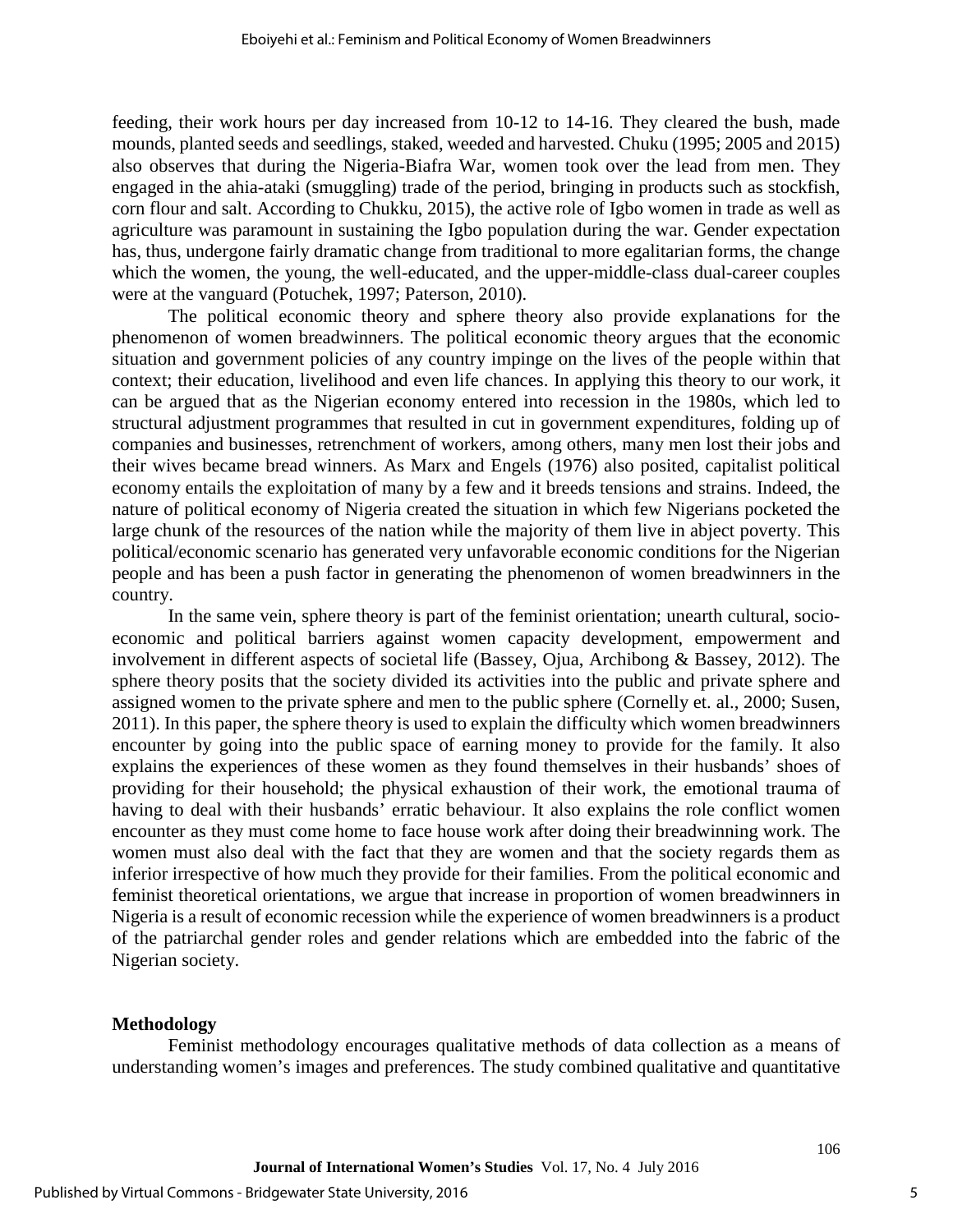feeding, their work hours per day increased from 10-12 to 14-16. They cleared the bush, made mounds, planted seeds and seedlings, staked, weeded and harvested. Chuku (1995; 2005 and 2015) also observes that during the Nigeria-Biafra War, women took over the lead from men. They engaged in the ahia-ataki (smuggling) trade of the period, bringing in products such as stockfish, corn flour and salt. According to Chukku, 2015), the active role of Igbo women in trade as well as agriculture was paramount in sustaining the Igbo population during the war. Gender expectation has, thus, undergone fairly dramatic change from traditional to more egalitarian forms, the change which the women, the young, the well-educated, and the upper-middle-class dual-career couples were at the vanguard (Potuchek, 1997; Paterson, 2010).

The political economic theory and sphere theory also provide explanations for the phenomenon of women breadwinners. The political economic theory argues that the economic situation and government policies of any country impinge on the lives of the people within that context; their education, livelihood and even life chances. In applying this theory to our work, it can be argued that as the Nigerian economy entered into recession in the 1980s, which led to structural adjustment programmes that resulted in cut in government expenditures, folding up of companies and businesses, retrenchment of workers, among others, many men lost their jobs and their wives became bread winners. As Marx and Engels (1976) also posited, capitalist political economy entails the exploitation of many by a few and it breeds tensions and strains. Indeed, the nature of political economy of Nigeria created the situation in which few Nigerians pocketed the large chunk of the resources of the nation while the majority of them live in abject poverty. This political/economic scenario has generated very unfavorable economic conditions for the Nigerian people and has been a push factor in generating the phenomenon of women breadwinners in the country.

In the same vein, sphere theory is part of the feminist orientation; unearth cultural, socio-economic and political barriers against women capacity development, empowerment and involvement in different aspects of societal life (Bassey, Ojua, Archibong & Bassey, 2012). The sphere theory posits that the society divided its activities into the public and private sphere and assigned women to the private sphere and men to the public sphere (Cornelly et. al., 2000; Susen, 2011). In this paper, the sphere theory is used to explain the difficulty which women breadwinners encounter by going into the public space of earning money to provide for the family. It also explains the experiences of these women as they found themselves in their husbands' shoes of providing for their household; the physical exhaustion of their work, the emotional trauma of having to deal with their husbands' erratic behaviour. It also explains the role conflict women encounter as they must come home to face house work after doing their breadwinning work. The women must also deal with the fact that they are women and that the society regards them as inferior irrespective of how much they provide for their families. From the political economic and feminist theoretical orientations, we argue that increase in proportion of women breadwinners in Nigeria is a result of economic recession while the experience of women breadwinners is a product of the patriarchal gender roles and gender relations which are embedded into the fabric of the Nigerian society.

## Methodology

Feminist methodology encourages qualitative methods of data collection as a means of understanding women's images and preferences. The study combined qualitative and quantitative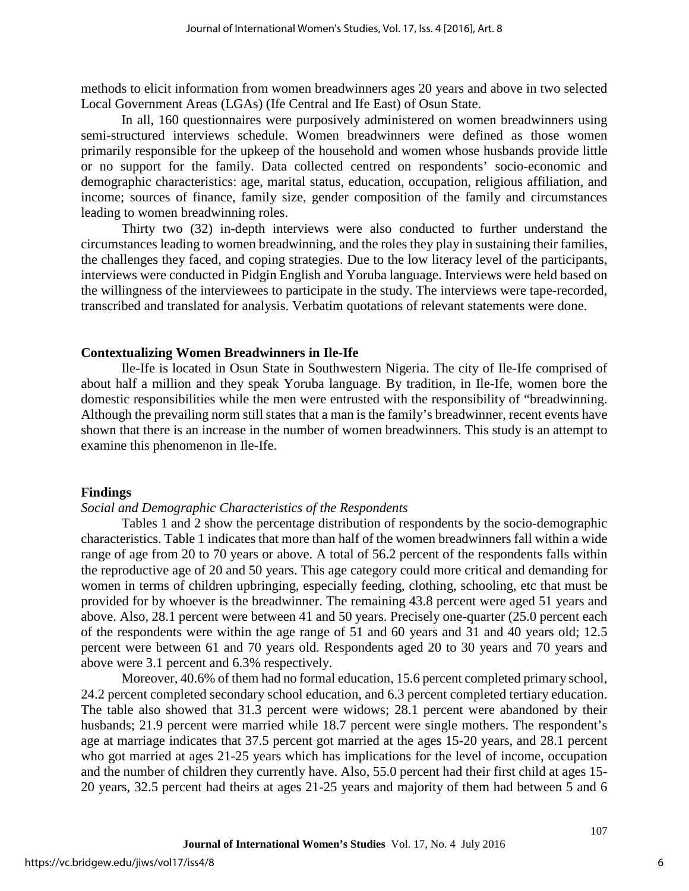methods to elicit information from women breadwinners ages 20 years and above in two selected Local Government Areas (LGAs) (Ife Central and Ife East) of Osun State.

In all, 160 questionnaires were purposively administered on women breadwinners using semi-structured interviews schedule. Women breadwinners were defined as those women primarily responsible for the upkeep of the household and women whose husbands provide little or no support for the family. Data collected centred on respondents' socio-economic and demographic characteristics: age, marital status, education, occupation, religious affiliation, and income; sources of finance, family size, gender composition of the family and circumstances leading to women breadwinning roles.

Thirty two (32) in-depth interviews were also conducted to further understand the circumstances leading to women breadwinning, and the roles they play in sustaining their families, the challenges they faced, and coping strategies. Due to the low literacy level of the participants, interviews were conducted in Pidgin English and Yoruba language. Interviews were held based on the willingness of the interviewees to participate in the study. The interviews were tape-recorded, transcribed and translated for analysis. Verbatim quotations of relevant statements were done.

## Contextualizing Women Breadwinners in Ile-Ife

Ile-Ife is located in Osun State in Southwestern Nigeria. The city of Ile-Ife comprised of about half a million and they speak Yoruba language. By tradition, in Ile-Ife, women bore the domestic responsibilities while the men were entrusted with the responsibility of "breadwinning. Although the prevailing norm still states that a man is the family's breadwinner, recent events have shown that there is an increase in the number of women breadwinners. This study is an attempt to examine this phenomenon in Ile-Ife.

## Findings

*Social and Demographic Characteristics of the Respondents*

Tables 1 and 2 show the percentage distribution of respondents by the socio-demographic characteristics. Table 1 indicates that more than half of the women breadwinners fall within a wide range of age from 20 to 70 years or above. A total of 56.2 percent of the respondents falls within the reproductive age of 20 and 50 years. This age category could more critical and demanding for women in terms of children upbringing, especially feeding, clothing, schooling, etc that must be provided for by whoever is the breadwinner. The remaining 43.8 percent were aged 51 years and above. Also, 28.1 percent were between 41 and 50 years. Precisely one-quarter (25.0 percent each of the respondents were within the age range of 51 and 60 years and 31 and 40 years old; 12.5 percent were between 61 and 70 years old. Respondents aged 20 to 30 years and 70 years and above were 3.1 percent and 6.3% respectively.

Moreover, 40.6% of them had no formal education, 15.6 percent completed primary school, 24.2 percent completed secondary school education, and 6.3 percent completed tertiary education. The table also showed that 31.3 percent were widows; 28.1 percent were abandoned by their husbands; 21.9 percent were married while 18.7 percent were single mothers. The respondent's age at marriage indicates that 37.5 percent got married at the ages 15-20 years, and 28.1 percent who got married at ages 21-25 years which has implications for the level of income, occupation and the number of children they currently have. Also, 55.0 percent had their first child at ages 15-20 years, 32.5 percent had theirs at ages 21-25 years and majority of them had between 5 and 6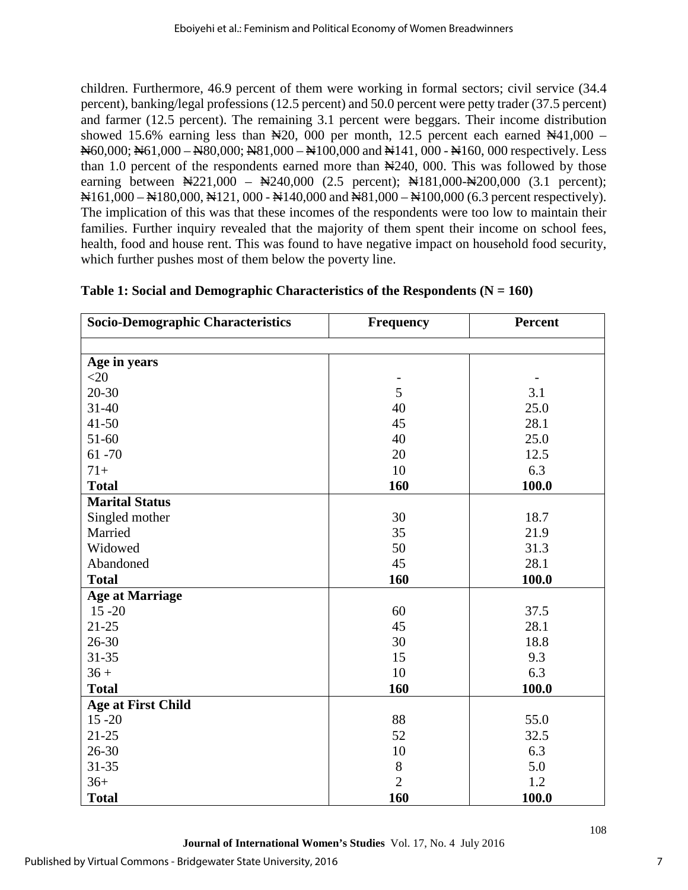children. Furthermore, 46.9 percent of them were working in formal sectors; civil service (34.4 percent), banking/legal professions (12.5 percent) and 50.0 percent were petty trader (37.5 percent) and farmer (12.5 percent). The remaining 3.1 percent were beggars. Their income distribution showed 15.6% earning less than ₦20, 000 per month, 12.5 percent each earned ₦41,000 – ₦60,000; ₦61,000 – ₦80,000; ₦81,000 – ₦100,000 and ₦141, 000 - ₦160, 000 respectively. Less than 1.0 percent of the respondents earned more than ₦240, 000. This was followed by those earning between ₦221,000 – ₦240,000 (2.5 percent); ₦181,000-₦200,000 (3.1 percent); ₦161,000 – ₦180,000, ₦121, 000 - ₦140,000 and ₦81,000 – ₦100,000 (6.3 percent respectively). The implication of this was that these incomes of the respondents were too low to maintain their families. Further inquiry revealed that the majority of them spent their income on school fees, health, food and house rent. This was found to have negative impact on household food security, which further pushes most of them below the poverty line.

**Table 1: Social and Demographic Characteristics of the Respondents (N = 160)**

| Socio-Demographic Characteristics | Frequency | Percent |
|---|---|---|
| | | |
| **Age in years** | | |
| <20 | - | - |
| 20-30 | 5 | 3.1 |
| 31-40 | 40 | 25.0 |
| 41-50 | 45 | 28.1 |
| 51-60 | 40 | 25.0 |
| 61 -70 | 20 | 12.5 |
| 71+ | 10 | 6.3 |
| **Total** | **160** | **100.0** |
| **Marital Status** | | |
| Singled mother | 30 | 18.7 |
| Married | 35 | 21.9 |
| Widowed | 50 | 31.3 |
| Abandoned | 45 | 28.1 |
| **Total** | **160** | **100.0** |
| **Age at Marriage** | | |
| 15 -20 | 60 | 37.5 |
| 21-25 | 45 | 28.1 |
| 26-30 | 30 | 18.8 |
| 31-35 | 15 | 9.3 |
| 36 + | 10 | 6.3 |
| **Total** | **160** | **100.0** |
| **Age at First Child** | | |
| 15 -20 | 88 | 55.0 |
| 21-25 | 52 | 32.5 |
| 26-30 | 10 | 6.3 |
| 31-35 | 8 | 5.0 |
| 36+ | 2 | 1.2 |
| **Total** | **160** | **100.0** |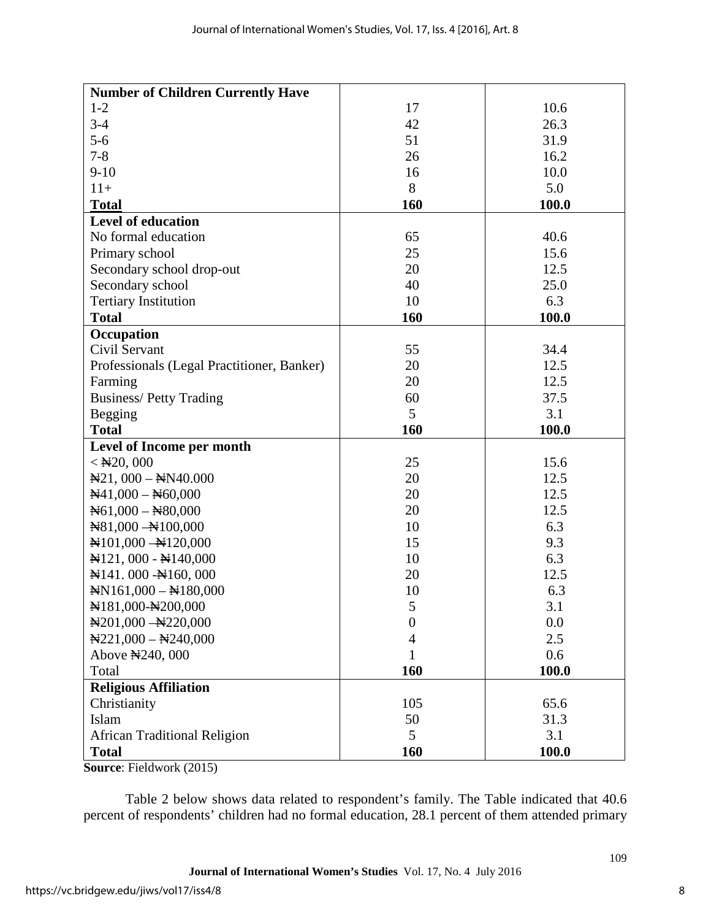| **Number of Children Currently Have** | | |
|---|---|---|
| 1-2 | 17 | 10.6 |
| 3-4 | 42 | 26.3 |
| 5-6 | 51 | 31.9 |
| 7-8 | 26 | 16.2 |
| 9-10 | 16 | 10.0 |
| 11+ | 8 | 5.0 |
| **Total** | **160** | **100.0** |
| **Level of education** | | |
| No formal education | 65 | 40.6 |
| Primary school | 25 | 15.6 |
| Secondary school drop-out | 20 | 12.5 |
| Secondary school | 40 | 25.0 |
| Tertiary Institution | 10 | 6.3 |
| **Total** | **160** | **100.0** |
| **Occupation** | | |
| Civil Servant | 55 | 34.4 |
| Professionals (Legal Practitioner, Banker) | 20 | 12.5 |
| Farming | 20 | 12.5 |
| Business/ Petty Trading | 60 | 37.5 |
| Begging | 5 | 3.1 |
| **Total** | **160** | **100.0** |
| **Level of Income per month** | | |
| < ₦20, 000 | 25 | 15.6 |
| ₦21, 000 – ₦N40.000 | 20 | 12.5 |
| ₦41,000 – ₦60,000 | 20 | 12.5 |
| ₦61,000 – ₦80,000 | 20 | 12.5 |
| ₦81,000 –₦100,000 | 10 | 6.3 |
| ₦101,000 –₦120,000 | 15 | 9.3 |
| ₦121, 000 - ₦140,000 | 10 | 6.3 |
| ₦141. 000 -₦160, 000 | 20 | 12.5 |
| ₦N161,000 – ₦180,000 | 10 | 6.3 |
| ₦181,000-₦200,000 | 5 | 3.1 |
| ₦201,000 –₦220,000 | 0 | 0.0 |
| ₦221,000 – ₦240,000 | 4 | 2.5 |
| Above ₦240, 000 | 1 | 0.6 |
| Total | **160** | **100.0** |
| **Religious Affiliation** | | |
| Christianity | 105 | 65.6 |
| Islam | 50 | 31.3 |
| African Traditional Religion | 5 | 3.1 |
| **Total** | **160** | **100.0** |

**Source**: Fieldwork (2015)

Table 2 below shows data related to respondent's family. The Table indicated that 40.6 percent of respondents' children had no formal education, 28.1 percent of them attended primary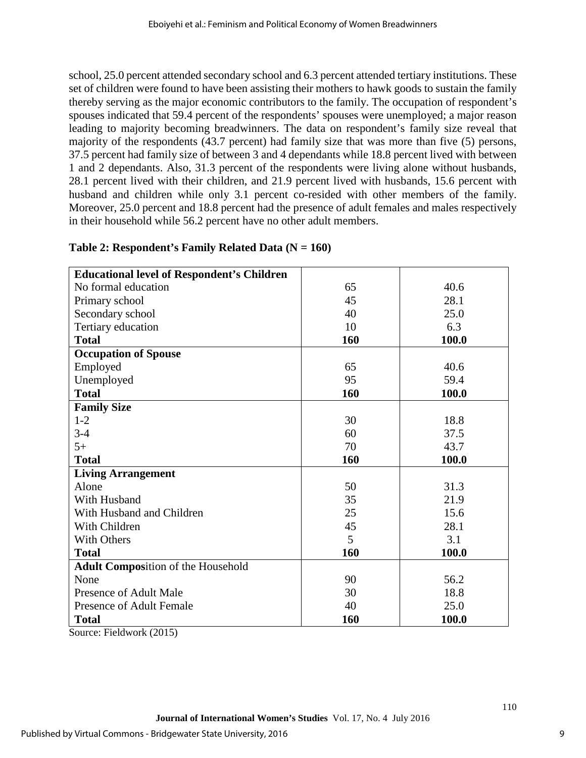school, 25.0 percent attended secondary school and 6.3 percent attended tertiary institutions. These set of children were found to have been assisting their mothers to hawk goods to sustain the family thereby serving as the major economic contributors to the family. The occupation of respondent's spouses indicated that 59.4 percent of the respondents' spouses were unemployed; a major reason leading to majority becoming breadwinners. The data on respondent's family size reveal that majority of the respondents (43.7 percent) had family size that was more than five (5) persons, 37.5 percent had family size of between 3 and 4 dependants while 18.8 percent lived with between 1 and 2 dependants. Also, 31.3 percent of the respondents were living alone without husbands, 28.1 percent lived with their children, and 21.9 percent lived with husbands, 15.6 percent with husband and children while only 3.1 percent co-resided with other members of the family. Moreover, 25.0 percent and 18.8 percent had the presence of adult females and males respectively in their household while 56.2 percent have no other adult members.

**Table 2: Respondent's Family Related Data (N = 160)**

| | | |
|---|---|---|
| **Educational level of Respondent's Children** | | |
| No formal education | 65 | 40.6 |
| Primary school | 45 | 28.1 |
| Secondary school | 40 | 25.0 |
| Tertiary education | 10 | 6.3 |
| **Total** | **160** | **100.0** |
| **Occupation of Spouse** | | |
| Employed | 65 | 40.6 |
| Unemployed | 95 | 59.4 |
| **Total** | **160** | **100.0** |
| **Family Size** | | |
| 1-2 | 30 | 18.8 |
| 3-4 | 60 | 37.5 |
| 5+ | 70 | 43.7 |
| **Total** | **160** | **100.0** |
| **Living Arrangement** | | |
| Alone | 50 | 31.3 |
| With Husband | 35 | 21.9 |
| With Husband and Children | 25 | 15.6 |
| With Children | 45 | 28.1 |
| With Others | 5 | 3.1 |
| **Total** | **160** | **100.0** |
| **Adult Compos**ition of the Household | | |
| None | 90 | 56.2 |
| Presence of Adult Male | 30 | 18.8 |
| Presence of Adult Female | 40 | 25.0 |
| **Total** | **160** | **100.0** |

Source: Fieldwork (2015)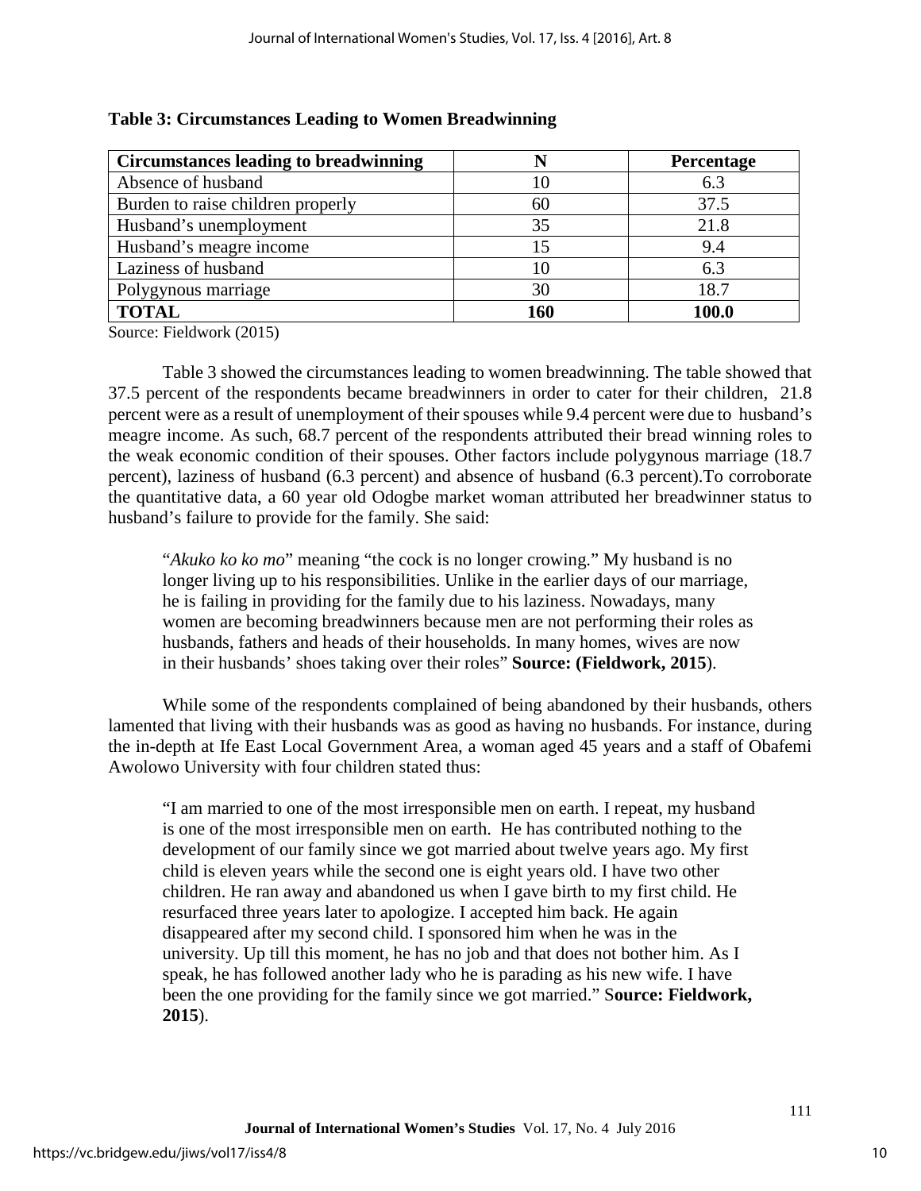**Table 3: Circumstances Leading to Women Breadwinning**

| Circumstances leading to breadwinning | N | Percentage |
|---|---|---|
| Absence of husband | 10 | 6.3 |
| Burden to raise children properly | 60 | 37.5 |
| Husband's unemployment | 35 | 21.8 |
| Husband's meagre income | 15 | 9.4 |
| Laziness of husband | 10 | 6.3 |
| Polygynous marriage | 30 | 18.7 |
| **TOTAL** | **160** | **100.0** |

Source: Fieldwork (2015)

Table 3 showed the circumstances leading to women breadwinning. The table showed that 37.5 percent of the respondents became breadwinners in order to cater for their children, 21.8 percent were as a result of unemployment of their spouses while 9.4 percent were due to husband's meagre income. As such, 68.7 percent of the respondents attributed their bread winning roles to the weak economic condition of their spouses. Other factors include polygynous marriage (18.7 percent), laziness of husband (6.3 percent) and absence of husband (6.3 percent).To corroborate the quantitative data, a 60 year old Odogbe market woman attributed her breadwinner status to husband's failure to provide for the family. She said:

> "*Akuko ko ko mo*" meaning "the cock is no longer crowing." My husband is no longer living up to his responsibilities. Unlike in the earlier days of our marriage, he is failing in providing for the family due to his laziness. Nowadays, many women are becoming breadwinners because men are not performing their roles as husbands, fathers and heads of their households. In many homes, wives are now in their husbands' shoes taking over their roles" **Source: (Fieldwork, 2015**).

While some of the respondents complained of being abandoned by their husbands, others lamented that living with their husbands was as good as having no husbands. For instance, during the in-depth at Ife East Local Government Area, a woman aged 45 years and a staff of Obafemi Awolowo University with four children stated thus:

> "I am married to one of the most irresponsible men on earth. I repeat, my husband is one of the most irresponsible men on earth. He has contributed nothing to the development of our family since we got married about twelve years ago. My first child is eleven years while the second one is eight years old. I have two other children. He ran away and abandoned us when I gave birth to my first child. He resurfaced three years later to apologize. I accepted him back. He again disappeared after my second child. I sponsored him when he was in the university. Up till this moment, he has no job and that does not bother him. As I speak, he has followed another lady who he is parading as his new wife. I have been the one providing for the family since we got married." S**ource: Fieldwork, 2015**).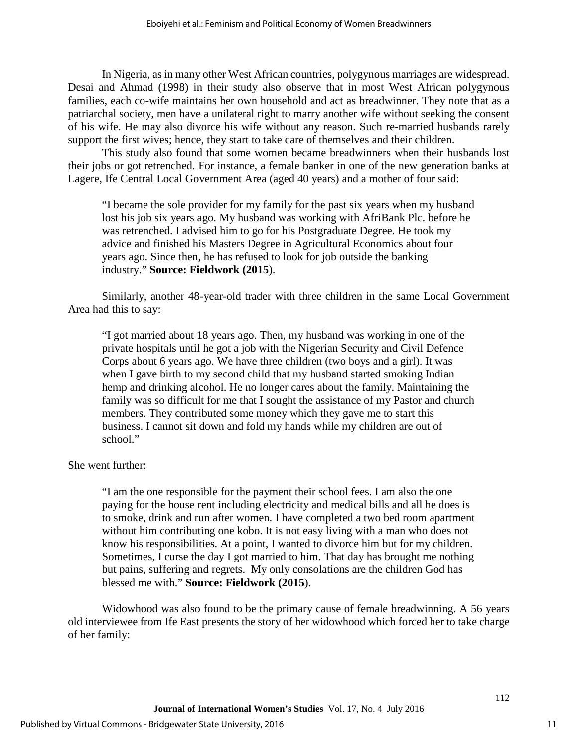In Nigeria, as in many other West African countries, polygynous marriages are widespread. Desai and Ahmad (1998) in their study also observe that in most West African polygynous families, each co-wife maintains her own household and act as breadwinner. They note that as a patriarchal society, men have a unilateral right to marry another wife without seeking the consent of his wife. He may also divorce his wife without any reason. Such re-married husbands rarely support the first wives; hence, they start to take care of themselves and their children.

This study also found that some women became breadwinners when their husbands lost their jobs or got retrenched. For instance, a female banker in one of the new generation banks at Lagere, Ife Central Local Government Area (aged 40 years) and a mother of four said:

> "I became the sole provider for my family for the past six years when my husband lost his job six years ago. My husband was working with AfriBank Plc. before he was retrenched. I advised him to go for his Postgraduate Degree. He took my advice and finished his Masters Degree in Agricultural Economics about four years ago. Since then, he has refused to look for job outside the banking industry." **Source: Fieldwork (2015**).

Similarly, another 48-year-old trader with three children in the same Local Government Area had this to say:

> "I got married about 18 years ago. Then, my husband was working in one of the private hospitals until he got a job with the Nigerian Security and Civil Defence Corps about 6 years ago. We have three children (two boys and a girl). It was when I gave birth to my second child that my husband started smoking Indian hemp and drinking alcohol. He no longer cares about the family. Maintaining the family was so difficult for me that I sought the assistance of my Pastor and church members. They contributed some money which they gave me to start this business. I cannot sit down and fold my hands while my children are out of school."

She went further:

> "I am the one responsible for the payment their school fees. I am also the one paying for the house rent including electricity and medical bills and all he does is to smoke, drink and run after women. I have completed a two bed room apartment without him contributing one kobo. It is not easy living with a man who does not know his responsibilities. At a point, I wanted to divorce him but for my children. Sometimes, I curse the day I got married to him. That day has brought me nothing but pains, suffering and regrets. My only consolations are the children God has blessed me with." **Source: Fieldwork (2015**).

Widowhood was also found to be the primary cause of female breadwinning. A 56 years old interviewee from Ife East presents the story of her widowhood which forced her to take charge of her family: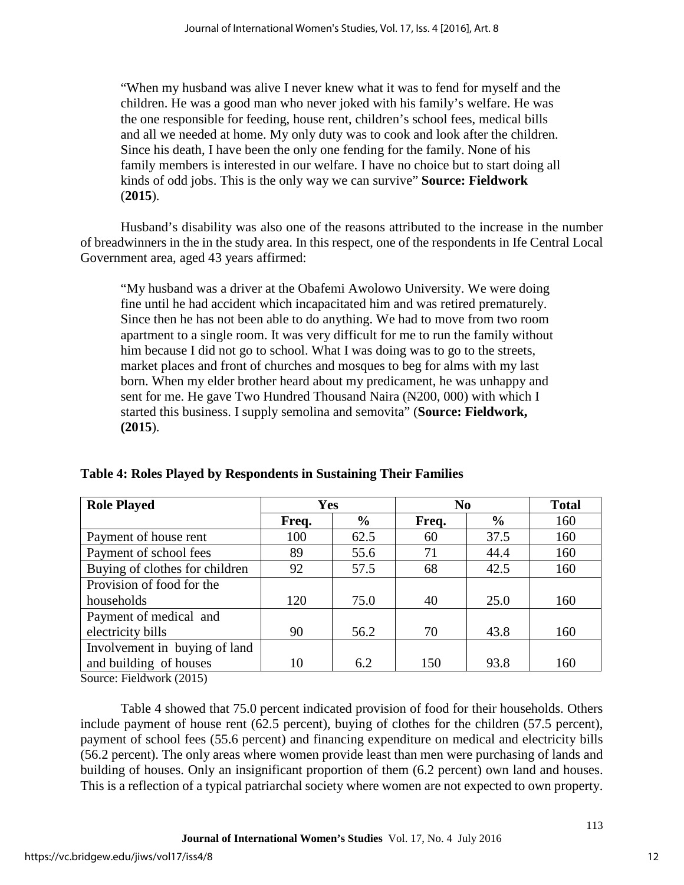> "When my husband was alive I never knew what it was to fend for myself and the children. He was a good man who never joked with his family's welfare. He was the one responsible for feeding, house rent, children's school fees, medical bills and all we needed at home. My only duty was to cook and look after the children. Since his death, I have been the only one fending for the family. None of his family members is interested in our welfare. I have no choice but to start doing all kinds of odd jobs. This is the only way we can survive" **Source: Fieldwork** (**2015**).

Husband's disability was also one of the reasons attributed to the increase in the number of breadwinners in the in the study area. In this respect, one of the respondents in Ife Central Local Government area, aged 43 years affirmed:

> "My husband was a driver at the Obafemi Awolowo University. We were doing fine until he had accident which incapacitated him and was retired prematurely. Since then he has not been able to do anything. We had to move from two room apartment to a single room. It was very difficult for me to run the family without him because I did not go to school. What I was doing was to go to the streets, market places and front of churches and mosques to beg for alms with my last born. When my elder brother heard about my predicament, he was unhappy and sent for me. He gave Two Hundred Thousand Naira (₦200, 000) with which I started this business. I supply semolina and semovita" (**Source: Fieldwork, (2015**).

**Table 4: Roles Played by Respondents in Sustaining Their Families**

| Role Played | Yes | | No | | Total |
|---|---|---|---|---|---|
| | Freq. | % | Freq. | % | 160 |
| Payment of house rent | 100 | 62.5 | 60 | 37.5 | 160 |
| Payment of school fees | 89 | 55.6 | 71 | 44.4 | 160 |
| Buying of clothes for children | 92 | 57.5 | 68 | 42.5 | 160 |
| Provision of food for the households | 120 | 75.0 | 40 | 25.0 | 160 |
| Payment of medical and electricity bills | 90 | 56.2 | 70 | 43.8 | 160 |
| Involvement in buying of land and building of houses | 10 | 6.2 | 150 | 93.8 | 160 |

Source: Fieldwork (2015)

Table 4 showed that 75.0 percent indicated provision of food for their households. Others include payment of house rent (62.5 percent), buying of clothes for the children (57.5 percent), payment of school fees (55.6 percent) and financing expenditure on medical and electricity bills (56.2 percent). The only areas where women provide least than men were purchasing of lands and building of houses. Only an insignificant proportion of them (6.2 percent) own land and houses. This is a reflection of a typical patriarchal society where women are not expected to own property.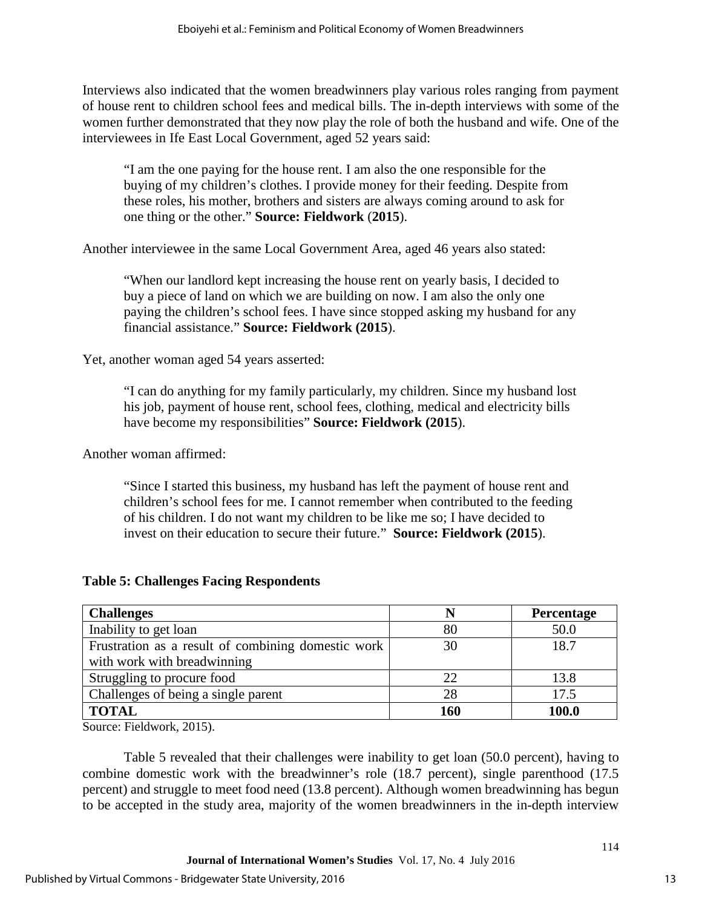Interviews also indicated that the women breadwinners play various roles ranging from payment of house rent to children school fees and medical bills. The in-depth interviews with some of the women further demonstrated that they now play the role of both the husband and wife. One of the interviewees in Ife East Local Government, aged 52 years said:

> "I am the one paying for the house rent. I am also the one responsible for the buying of my children's clothes. I provide money for their feeding. Despite from these roles, his mother, brothers and sisters are always coming around to ask for one thing or the other." **Source: Fieldwork** (**2015**).

Another interviewee in the same Local Government Area, aged 46 years also stated:

> "When our landlord kept increasing the house rent on yearly basis, I decided to buy a piece of land on which we are building on now. I am also the only one paying the children's school fees. I have since stopped asking my husband for any financial assistance." **Source: Fieldwork (2015**).

Yet, another woman aged 54 years asserted:

> "I can do anything for my family particularly, my children. Since my husband lost his job, payment of house rent, school fees, clothing, medical and electricity bills have become my responsibilities" **Source: Fieldwork (2015**).

Another woman affirmed:

> "Since I started this business, my husband has left the payment of house rent and children's school fees for me. I cannot remember when contributed to the feeding of his children. I do not want my children to be like me so; I have decided to invest on their education to secure their future." **Source: Fieldwork (2015**).

**Table 5: Challenges Facing Respondents**

| **Challenges** | **N** | **Percentage** |
|---|---|---|
| Inability to get loan | 80 | 50.0 |
| Frustration as a result of combining domestic work with work with breadwinning | 30 | 18.7 |
| Struggling to procure food | 22 | 13.8 |
| Challenges of being a single parent | 28 | 17.5 |
| **TOTAL** | **160** | **100.0** |

Source: Fieldwork, 2015).

Table 5 revealed that their challenges were inability to get loan (50.0 percent), having to combine domestic work with the breadwinner's role (18.7 percent), single parenthood (17.5 percent) and struggle to meet food need (13.8 percent). Although women breadwinning has begun to be accepted in the study area, majority of the women breadwinners in the in-depth interview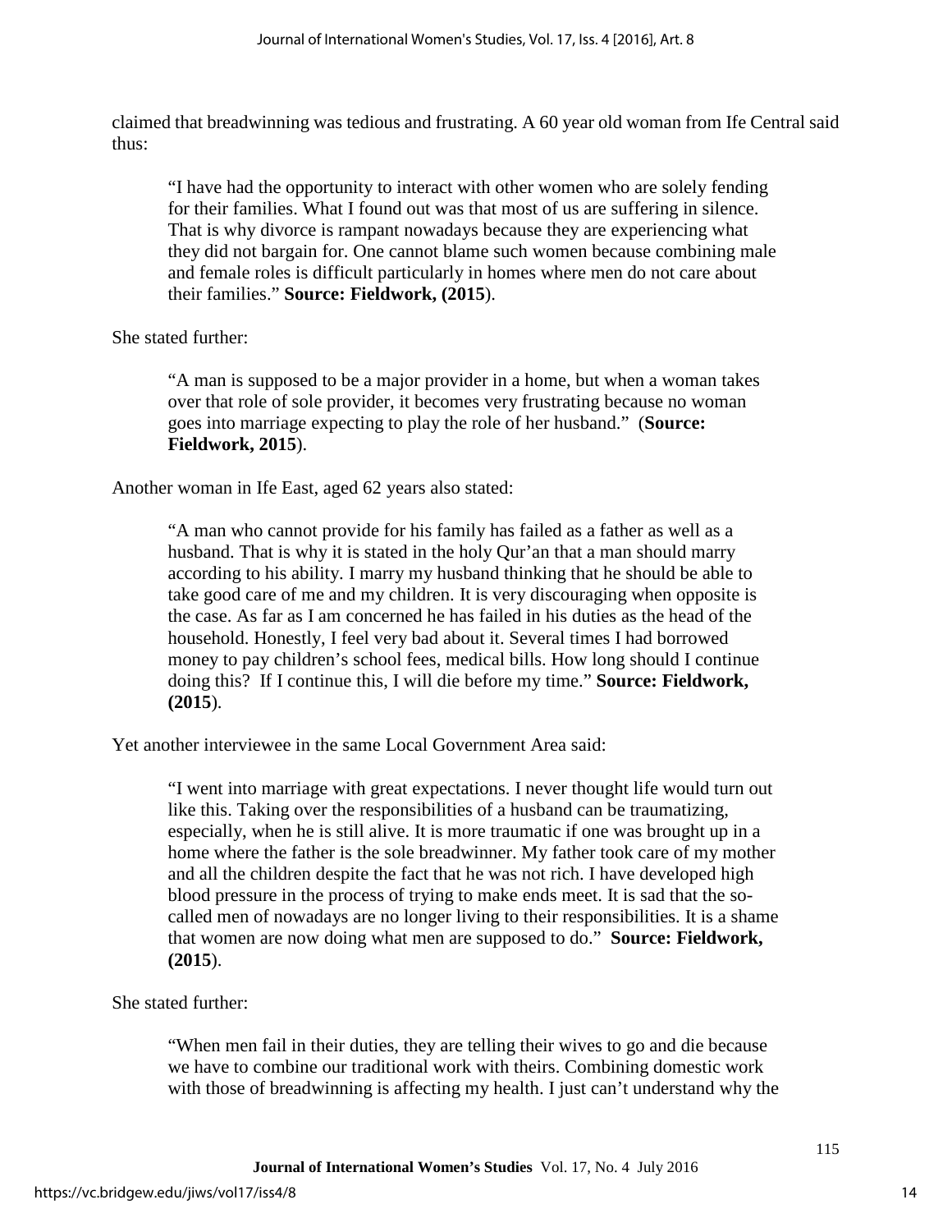claimed that breadwinning was tedious and frustrating. A 60 year old woman from Ife Central said thus:

> "I have had the opportunity to interact with other women who are solely fending for their families. What I found out was that most of us are suffering in silence. That is why divorce is rampant nowadays because they are experiencing what they did not bargain for. One cannot blame such women because combining male and female roles is difficult particularly in homes where men do not care about their families." **Source: Fieldwork, (2015**).

She stated further:

> "A man is supposed to be a major provider in a home, but when a woman takes over that role of sole provider, it becomes very frustrating because no woman goes into marriage expecting to play the role of her husband." (**Source: Fieldwork, 2015**).

Another woman in Ife East, aged 62 years also stated:

> "A man who cannot provide for his family has failed as a father as well as a husband. That is why it is stated in the holy Qur'an that a man should marry according to his ability. I marry my husband thinking that he should be able to take good care of me and my children. It is very discouraging when opposite is the case. As far as I am concerned he has failed in his duties as the head of the household. Honestly, I feel very bad about it. Several times I had borrowed money to pay children's school fees, medical bills. How long should I continue doing this? If I continue this, I will die before my time." **Source: Fieldwork, (2015**).

Yet another interviewee in the same Local Government Area said:

> "I went into marriage with great expectations. I never thought life would turn out like this. Taking over the responsibilities of a husband can be traumatizing, especially, when he is still alive. It is more traumatic if one was brought up in a home where the father is the sole breadwinner. My father took care of my mother and all the children despite the fact that he was not rich. I have developed high blood pressure in the process of trying to make ends meet. It is sad that the so-called men of nowadays are no longer living to their responsibilities. It is a shame that women are now doing what men are supposed to do." **Source: Fieldwork, (2015**).

She stated further:

> "When men fail in their duties, they are telling their wives to go and die because we have to combine our traditional work with theirs. Combining domestic work with those of breadwinning is affecting my health. I just can't understand why the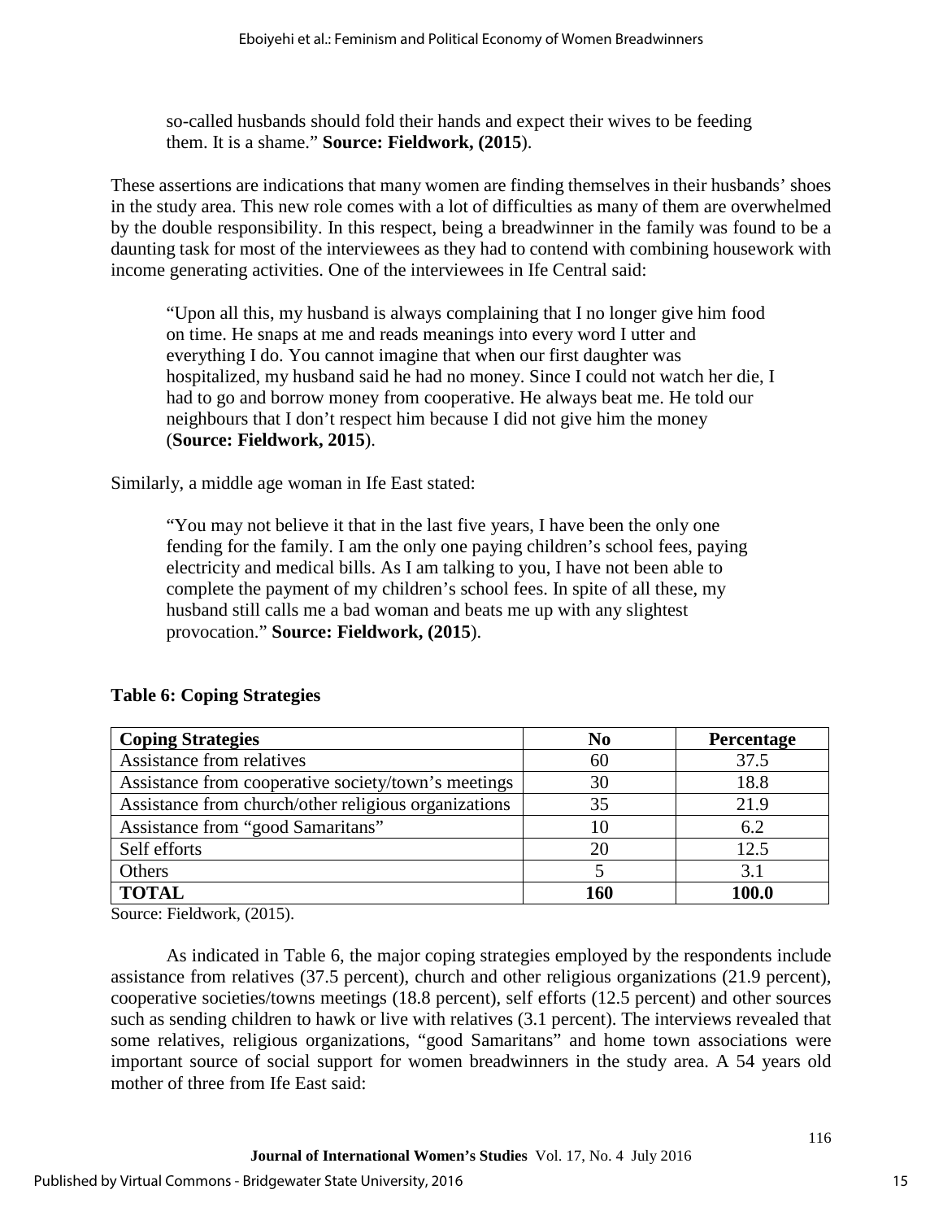so-called husbands should fold their hands and expect their wives to be feeding them. It is a shame." **Source: Fieldwork, (2015**).

These assertions are indications that many women are finding themselves in their husbands' shoes in the study area. This new role comes with a lot of difficulties as many of them are overwhelmed by the double responsibility. In this respect, being a breadwinner in the family was found to be a daunting task for most of the interviewees as they had to contend with combining housework with income generating activities. One of the interviewees in Ife Central said:

> "Upon all this, my husband is always complaining that I no longer give him food on time. He snaps at me and reads meanings into every word I utter and everything I do. You cannot imagine that when our first daughter was hospitalized, my husband said he had no money. Since I could not watch her die, I had to go and borrow money from cooperative. He always beat me. He told our neighbours that I don't respect him because I did not give him the money (**Source: Fieldwork, 2015**).

Similarly, a middle age woman in Ife East stated:

> "You may not believe it that in the last five years, I have been the only one fending for the family. I am the only one paying children's school fees, paying electricity and medical bills. As I am talking to you, I have not been able to complete the payment of my children's school fees. In spite of all these, my husband still calls me a bad woman and beats me up with any slightest provocation." **Source: Fieldwork, (2015**).

**Table 6: Coping Strategies**

| Coping Strategies | No | Percentage |
|---|---|---|
| Assistance from relatives | 60 | 37.5 |
| Assistance from cooperative society/town's meetings | 30 | 18.8 |
| Assistance from church/other religious organizations | 35 | 21.9 |
| Assistance from "good Samaritans" | 10 | 6.2 |
| Self efforts | 20 | 12.5 |
| Others | 5 | 3.1 |
| **TOTAL** | **160** | **100.0** |

Source: Fieldwork, (2015).

As indicated in Table 6, the major coping strategies employed by the respondents include assistance from relatives (37.5 percent), church and other religious organizations (21.9 percent), cooperative societies/towns meetings (18.8 percent), self efforts (12.5 percent) and other sources such as sending children to hawk or live with relatives (3.1 percent). The interviews revealed that some relatives, religious organizations, "good Samaritans" and home town associations were important source of social support for women breadwinners in the study area. A 54 years old mother of three from Ife East said: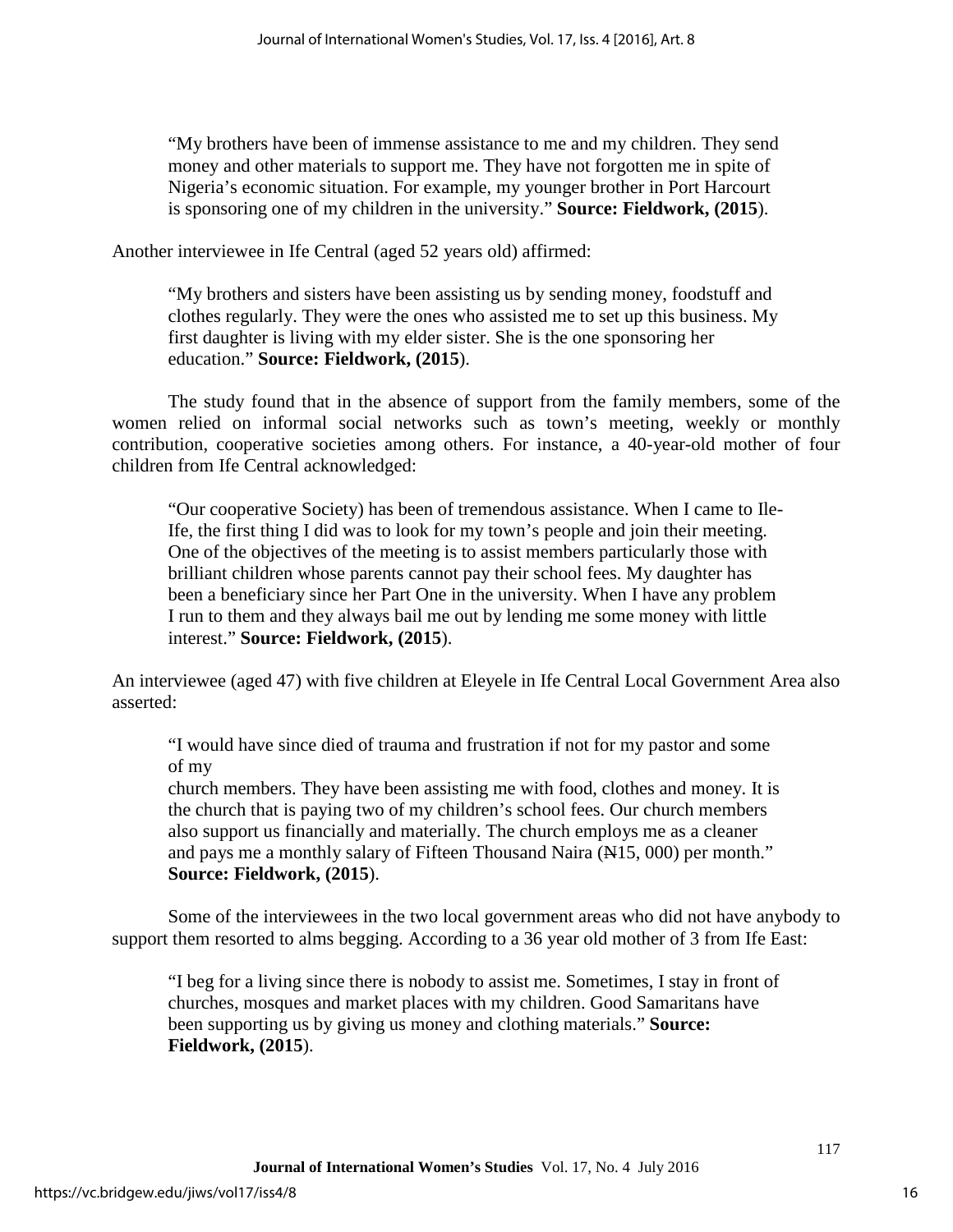> "My brothers have been of immense assistance to me and my children. They send money and other materials to support me. They have not forgotten me in spite of Nigeria's economic situation. For example, my younger brother in Port Harcourt is sponsoring one of my children in the university." **Source: Fieldwork, (2015**).

Another interviewee in Ife Central (aged 52 years old) affirmed:

> "My brothers and sisters have been assisting us by sending money, foodstuff and clothes regularly. They were the ones who assisted me to set up this business. My first daughter is living with my elder sister. She is the one sponsoring her education." **Source: Fieldwork, (2015**).

The study found that in the absence of support from the family members, some of the women relied on informal social networks such as town's meeting, weekly or monthly contribution, cooperative societies among others. For instance, a 40-year-old mother of four children from Ife Central acknowledged:

> "Our cooperative Society) has been of tremendous assistance. When I came to Ile-Ife, the first thing I did was to look for my town's people and join their meeting. One of the objectives of the meeting is to assist members particularly those with brilliant children whose parents cannot pay their school fees. My daughter has been a beneficiary since her Part One in the university. When I have any problem I run to them and they always bail me out by lending me some money with little interest." **Source: Fieldwork, (2015**).

An interviewee (aged 47) with five children at Eleyele in Ife Central Local Government Area also asserted:

> "I would have since died of trauma and frustration if not for my pastor and some of my
> church members. They have been assisting me with food, clothes and money. It is the church that is paying two of my children's school fees. Our church members also support us financially and materially. The church employs me as a cleaner and pays me a monthly salary of Fifteen Thousand Naira (₦15, 000) per month." **Source: Fieldwork, (2015**).

Some of the interviewees in the two local government areas who did not have anybody to support them resorted to alms begging. According to a 36 year old mother of 3 from Ife East:

> "I beg for a living since there is nobody to assist me. Sometimes, I stay in front of churches, mosques and market places with my children. Good Samaritans have been supporting us by giving us money and clothing materials." **Source: Fieldwork, (2015**).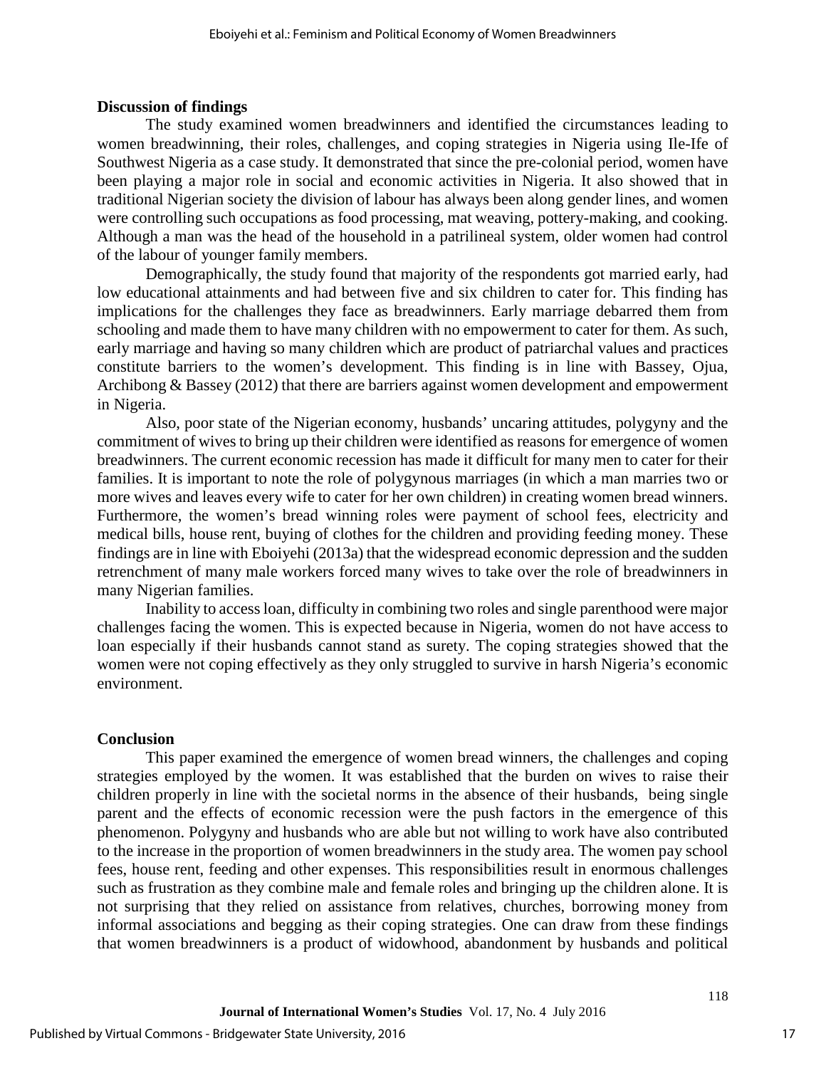**Discussion of findings**

The study examined women breadwinners and identified the circumstances leading to women breadwinning, their roles, challenges, and coping strategies in Nigeria using Ile-Ife of Southwest Nigeria as a case study. It demonstrated that since the pre-colonial period, women have been playing a major role in social and economic activities in Nigeria. It also showed that in traditional Nigerian society the division of labour has always been along gender lines, and women were controlling such occupations as food processing, mat weaving, pottery-making, and cooking. Although a man was the head of the household in a patrilineal system, older women had control of the labour of younger family members.

Demographically, the study found that majority of the respondents got married early, had low educational attainments and had between five and six children to cater for. This finding has implications for the challenges they face as breadwinners. Early marriage debarred them from schooling and made them to have many children with no empowerment to cater for them. As such, early marriage and having so many children which are product of patriarchal values and practices constitute barriers to the women's development. This finding is in line with Bassey, Ojua, Archibong & Bassey (2012) that there are barriers against women development and empowerment in Nigeria.

Also, poor state of the Nigerian economy, husbands' uncaring attitudes, polygyny and the commitment of wives to bring up their children were identified as reasons for emergence of women breadwinners. The current economic recession has made it difficult for many men to cater for their families. It is important to note the role of polygynous marriages (in which a man marries two or more wives and leaves every wife to cater for her own children) in creating women bread winners. Furthermore, the women's bread winning roles were payment of school fees, electricity and medical bills, house rent, buying of clothes for the children and providing feeding money. These findings are in line with Eboiyehi (2013a) that the widespread economic depression and the sudden retrenchment of many male workers forced many wives to take over the role of breadwinners in many Nigerian families.

Inability to access loan, difficulty in combining two roles and single parenthood were major challenges facing the women. This is expected because in Nigeria, women do not have access to loan especially if their husbands cannot stand as surety. The coping strategies showed that the women were not coping effectively as they only struggled to survive in harsh Nigeria's economic environment.

**Conclusion**

This paper examined the emergence of women bread winners, the challenges and coping strategies employed by the women. It was established that the burden on wives to raise their children properly in line with the societal norms in the absence of their husbands, being single parent and the effects of economic recession were the push factors in the emergence of this phenomenon. Polygyny and husbands who are able but not willing to work have also contributed to the increase in the proportion of women breadwinners in the study area. The women pay school fees, house rent, feeding and other expenses. This responsibilities result in enormous challenges such as frustration as they combine male and female roles and bringing up the children alone. It is not surprising that they relied on assistance from relatives, churches, borrowing money from informal associations and begging as their coping strategies. One can draw from these findings that women breadwinners is a product of widowhood, abandonment by husbands and political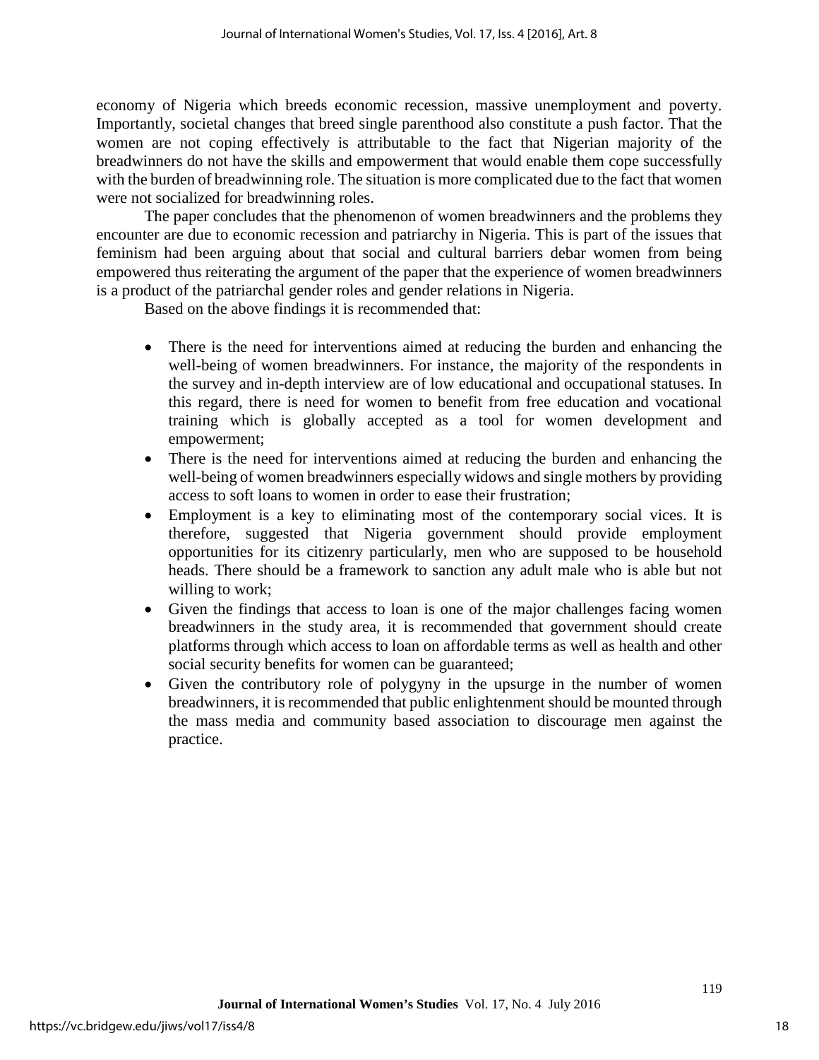economy of Nigeria which breeds economic recession, massive unemployment and poverty. Importantly, societal changes that breed single parenthood also constitute a push factor. That the women are not coping effectively is attributable to the fact that Nigerian majority of the breadwinners do not have the skills and empowerment that would enable them cope successfully with the burden of breadwinning role. The situation is more complicated due to the fact that women were not socialized for breadwinning roles.

The paper concludes that the phenomenon of women breadwinners and the problems they encounter are due to economic recession and patriarchy in Nigeria. This is part of the issues that feminism had been arguing about that social and cultural barriers debar women from being empowered thus reiterating the argument of the paper that the experience of women breadwinners is a product of the patriarchal gender roles and gender relations in Nigeria.

Based on the above findings it is recommended that:

- There is the need for interventions aimed at reducing the burden and enhancing the well-being of women breadwinners. For instance, the majority of the respondents in the survey and in-depth interview are of low educational and occupational statuses. In this regard, there is need for women to benefit from free education and vocational training which is globally accepted as a tool for women development and empowerment;
- There is the need for interventions aimed at reducing the burden and enhancing the well-being of women breadwinners especially widows and single mothers by providing access to soft loans to women in order to ease their frustration;
- Employment is a key to eliminating most of the contemporary social vices. It is therefore, suggested that Nigeria government should provide employment opportunities for its citizenry particularly, men who are supposed to be household heads. There should be a framework to sanction any adult male who is able but not willing to work;
- Given the findings that access to loan is one of the major challenges facing women breadwinners in the study area, it is recommended that government should create platforms through which access to loan on affordable terms as well as health and other social security benefits for women can be guaranteed;
- Given the contributory role of polygyny in the upsurge in the number of women breadwinners, it is recommended that public enlightenment should be mounted through the mass media and community based association to discourage men against the practice.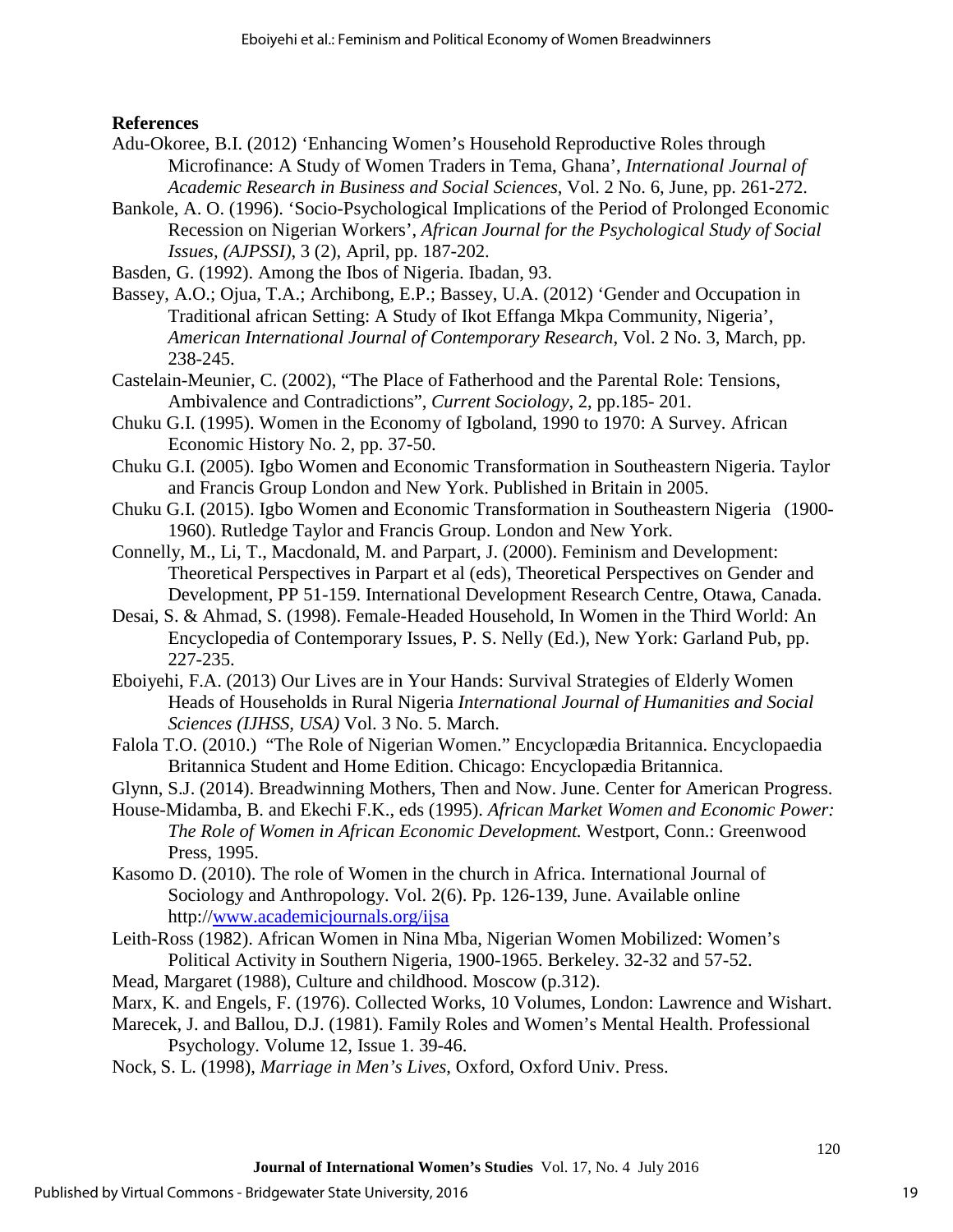**References**

Adu-Okoree, B.I. (2012) 'Enhancing Women's Household Reproductive Roles through Microfinance: A Study of Women Traders in Tema, Ghana', *International Journal of Academic Research in Business and Social Sciences*, Vol. 2 No. 6, June, pp. 261-272.

Bankole, A. O. (1996). 'Socio-Psychological Implications of the Period of Prolonged Economic Recession on Nigerian Workers', *African Journal for the Psychological Study of Social Issues, (AJPSSI)*, 3 (2), April, pp. 187-202.

Basden, G. (1992). Among the Ibos of Nigeria. Ibadan, 93.

Bassey, A.O.; Ojua, T.A.; Archibong, E.P.; Bassey, U.A. (2012) 'Gender and Occupation in Traditional african Setting: A Study of Ikot Effanga Mkpa Community, Nigeria', *American International Journal of Contemporary Research*, Vol. 2 No. 3, March, pp. 238-245.

Castelain-Meunier, C. (2002), "The Place of Fatherhood and the Parental Role: Tensions, Ambivalence and Contradictions", *Current Sociology*, 2, pp.185- 201.

Chuku G.I. (1995). Women in the Economy of Igboland, 1990 to 1970: A Survey. African Economic History No. 2, pp. 37-50.

Chuku G.I. (2005). Igbo Women and Economic Transformation in Southeastern Nigeria. Taylor and Francis Group London and New York. Published in Britain in 2005.

Chuku G.I. (2015). Igbo Women and Economic Transformation in Southeastern Nigeria (1900-1960). Rutledge Taylor and Francis Group. London and New York.

Connelly, M., Li, T., Macdonald, M. and Parpart, J. (2000). Feminism and Development: Theoretical Perspectives in Parpart et al (eds), Theoretical Perspectives on Gender and Development, PP 51-159. International Development Research Centre, Otawa, Canada.

Desai, S. & Ahmad, S. (1998). Female-Headed Household, In Women in the Third World: An Encyclopedia of Contemporary Issues, P. S. Nelly (Ed.), New York: Garland Pub, pp. 227-235.

Eboiyehi, F.A. (2013) Our Lives are in Your Hands: Survival Strategies of Elderly Women Heads of Households in Rural Nigeria *International Journal of Humanities and Social Sciences (IJHSS, USA)* Vol. 3 No. 5. March.

Falola T.O. (2010.) "The Role of Nigerian Women." Encyclopædia Britannica. Encyclopaedia Britannica Student and Home Edition. Chicago: Encyclopædia Britannica.

Glynn, S.J. (2014). Breadwinning Mothers, Then and Now. June. Center for American Progress.

House-Midamba, B. and Ekechi F.K., eds (1995). *African Market Women and Economic Power: The Role of Women in African Economic Development.* Westport, Conn.: Greenwood Press, 1995.

Kasomo D. (2010). The role of Women in the church in Africa. International Journal of Sociology and Anthropology. Vol. 2(6). Pp. 126-139, June. Available online http://www.academicjournals.org/ijsa

Leith-Ross (1982). African Women in Nina Mba, Nigerian Women Mobilized: Women's Political Activity in Southern Nigeria, 1900-1965. Berkeley. 32-32 and 57-52.

Mead, Margaret (1988), Culture and childhood. Moscow (p.312).

Marx, K. and Engels, F. (1976). Collected Works, 10 Volumes, London: Lawrence and Wishart.

Marecek, J. and Ballou, D.J. (1981). Family Roles and Women's Mental Health. Professional Psychology. Volume 12, Issue 1. 39-46.

Nock, S. L. (1998), *Marriage in Men's Lives*, Oxford, Oxford Univ. Press.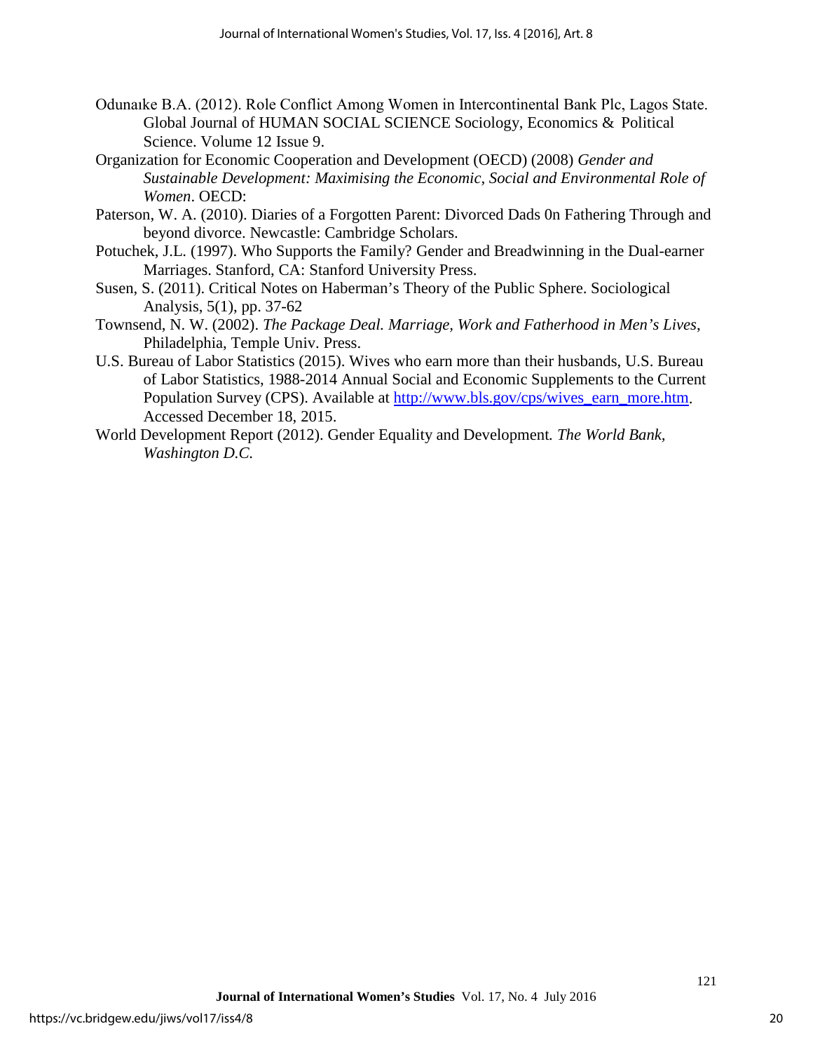Odunaıke B.A. (2012). Role Conflict Among Women in Intercontinental Bank Plc, Lagos State. Global Journal of HUMAN SOCIAL SCIENCE Sociology, Economics & Political Science. Volume 12 Issue 9.

Organization for Economic Cooperation and Development (OECD) (2008) *Gender and Sustainable Development: Maximising the Economic, Social and Environmental Role of Women*. OECD:

Paterson, W. A. (2010). Diaries of a Forgotten Parent: Divorced Dads 0n Fathering Through and beyond divorce. Newcastle: Cambridge Scholars.

Potuchek, J.L. (1997). Who Supports the Family? Gender and Breadwinning in the Dual-earner Marriages. Stanford, CA: Stanford University Press.

Susen, S. (2011). Critical Notes on Haberman's Theory of the Public Sphere. Sociological Analysis, 5(1), pp. 37-62

Townsend, N. W. (2002). *The Package Deal. Marriage, Work and Fatherhood in Men's Lives*, Philadelphia, Temple Univ. Press.

U.S. Bureau of Labor Statistics (2015). Wives who earn more than their husbands, U.S. Bureau of Labor Statistics, 1988-2014 Annual Social and Economic Supplements to the Current Population Survey (CPS). Available at http://www.bls.gov/cps/wives_earn_more.htm. Accessed December 18, 2015.

World Development Report (2012). Gender Equality and Development. *The World Bank, Washington D.C.*